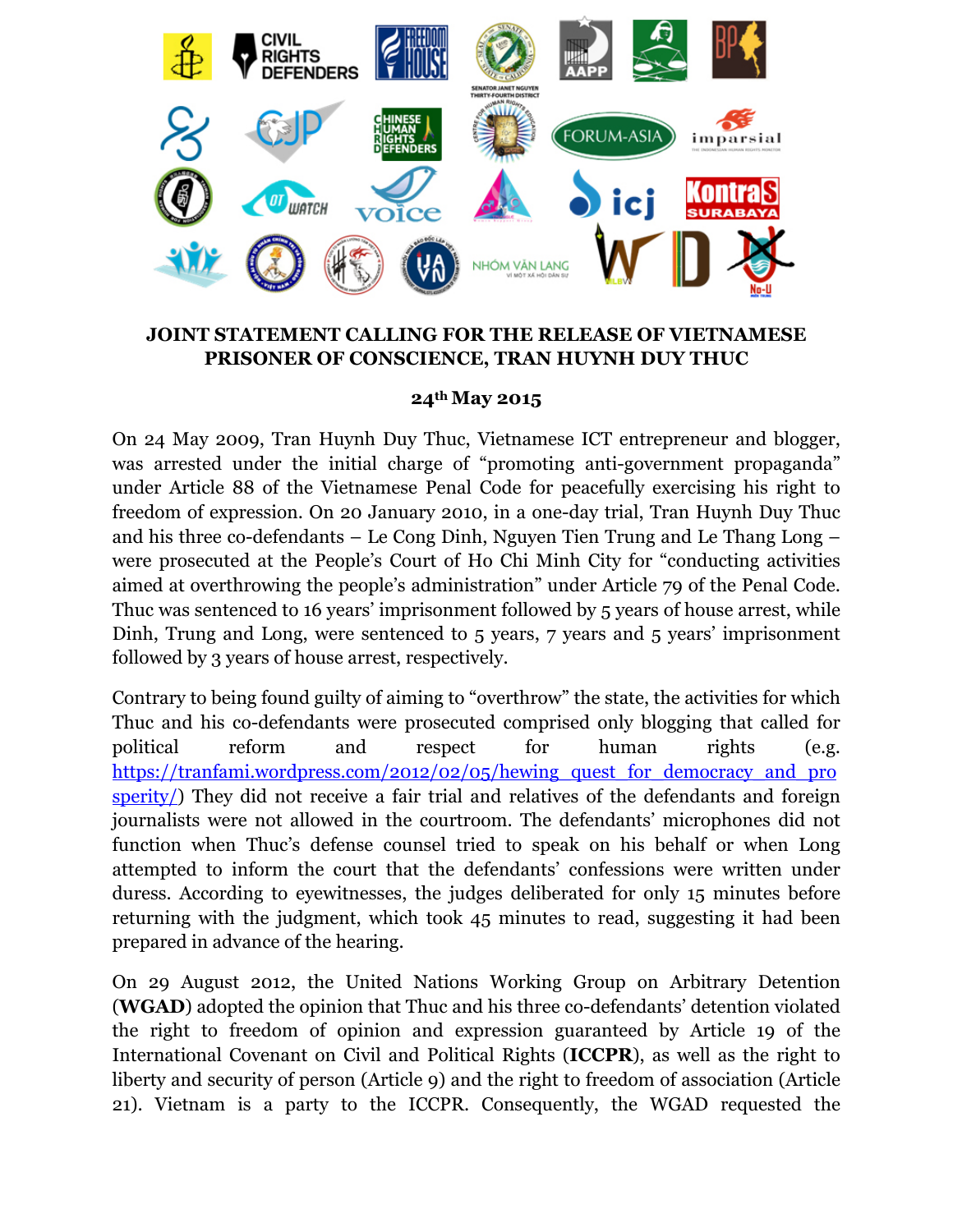# JOINT STATEMENT CALLING FOR THE RELEASE OF VIETNAMESE PRISONER OF CONSCIENCE, TRAN HUYNH DUY THUC

**24th May 2015**

On 24 May 2009, Tran Huynh Duy Thuc, Vietnamese ICT entrepreneur and blogger, was arrested under the initial charge of "promoting anti-government propaganda" under Article 88 of the Vietnamese Penal Code for peacefully exercising his right to freedom of expression. On 20 January 2010, in a one-day trial, Tran Huynh Duy Thuc and his three co-defendants – Le Cong Dinh, Nguyen Tien Trung and Le Thang Long – were prosecuted at the People's Court of Ho Chi Minh City for "conducting activities aimed at overthrowing the people's administration" under Article 79 of the Penal Code. Thuc was sentenced to 16 years' imprisonment followed by 5 years of house arrest, while Dinh, Trung and Long, were sentenced to 5 years, 7 years and 5 years' imprisonment followed by 3 years of house arrest, respectively.

Contrary to being found guilty of aiming to "overthrow" the state, the activities for which Thuc and his co-defendants were prosecuted comprised only blogging that called for political reform and respect for human rights (e.g. [https://tranfami.wordpress.com/2012/02/05/hewing_quest_for_democracy_and_prosperity/](https://tranfami.wordpress.com/2012/02/05/hewing_quest_for_democracy_and_prosperity/)) They did not receive a fair trial and relatives of the defendants and foreign journalists were not allowed in the courtroom. The defendants' microphones did not function when Thuc's defense counsel tried to speak on his behalf or when Long attempted to inform the court that the defendants' confessions were written under duress. According to eyewitnesses, the judges deliberated for only 15 minutes before returning with the judgment, which took 45 minutes to read, suggesting it had been prepared in advance of the hearing.

On 29 August 2012, the United Nations Working Group on Arbitrary Detention (**WGAD**) adopted the opinion that Thuc and his three co-defendants' detention violated the right to freedom of opinion and expression guaranteed by Article 19 of the International Covenant on Civil and Political Rights (**ICCPR**), as well as the right to liberty and security of person (Article 9) and the right to freedom of association (Article 21). Vietnam is a party to the ICCPR. Consequently, the WGAD requested the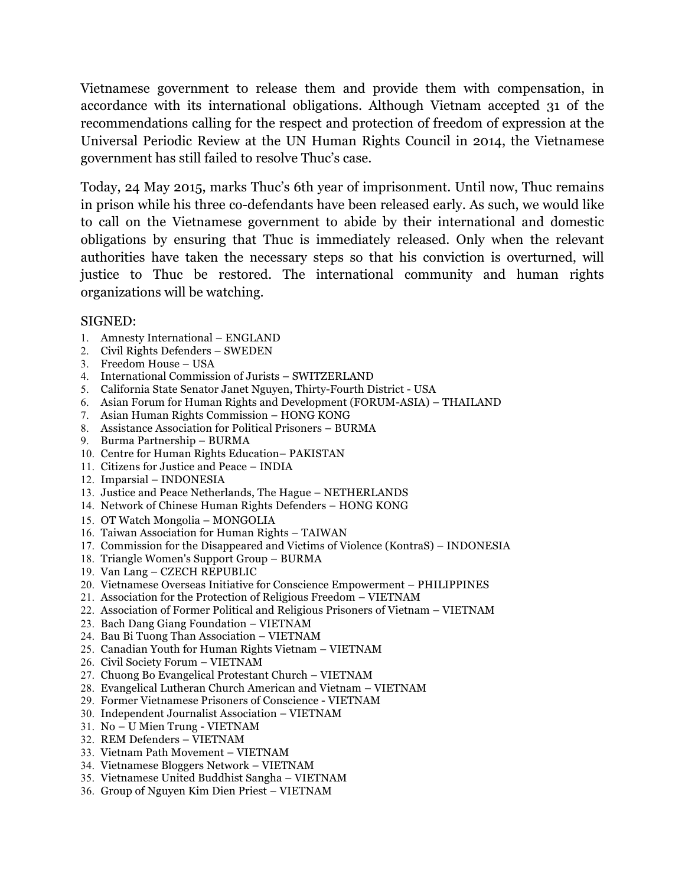Vietnamese government to release them and provide them with compensation, in accordance with its international obligations. Although Vietnam accepted 31 of the recommendations calling for the respect and protection of freedom of expression at the Universal Periodic Review at the UN Human Rights Council in 2014, the Vietnamese government has still failed to resolve Thuc's case.

Today, 24 May 2015, marks Thuc's 6th year of imprisonment. Until now, Thuc remains in prison while his three co-defendants have been released early. As such, we would like to call on the Vietnamese government to abide by their international and domestic obligations by ensuring that Thuc is immediately released. Only when the relevant authorities have taken the necessary steps so that his conviction is overturned, will justice to Thuc be restored. The international community and human rights organizations will be watching.

SIGNED:

1. Amnesty International – ENGLAND
2. Civil Rights Defenders – SWEDEN
3. Freedom House – USA
4. International Commission of Jurists – SWITZERLAND
5. California State Senator Janet Nguyen, Thirty-Fourth District - USA
6. Asian Forum for Human Rights and Development (FORUM-ASIA) – THAILAND
7. Asian Human Rights Commission – HONG KONG
8. Assistance Association for Political Prisoners – BURMA
9. Burma Partnership – BURMA
10. Centre for Human Rights Education– PAKISTAN
11. Citizens for Justice and Peace – INDIA
12. Imparsial – INDONESIA
13. Justice and Peace Netherlands, The Hague – NETHERLANDS
14. Network of Chinese Human Rights Defenders – HONG KONG
15. OT Watch Mongolia – MONGOLIA
16. Taiwan Association for Human Rights – TAIWAN
17. Commission for the Disappeared and Victims of Violence (KontraS) – INDONESIA
18. Triangle Women's Support Group – BURMA
19. Van Lang – CZECH REPUBLIC
20. Vietnamese Overseas Initiative for Conscience Empowerment – PHILIPPINES
21. Association for the Protection of Religious Freedom – VIETNAM
22. Association of Former Political and Religious Prisoners of Vietnam – VIETNAM
23. Bach Dang Giang Foundation – VIETNAM
24. Bau Bi Tuong Than Association – VIETNAM
25. Canadian Youth for Human Rights Vietnam – VIETNAM
26. Civil Society Forum – VIETNAM
27. Chuong Bo Evangelical Protestant Church – VIETNAM
28. Evangelical Lutheran Church American and Vietnam – VIETNAM
29. Former Vietnamese Prisoners of Conscience - VIETNAM
30. Independent Journalist Association – VIETNAM
31. No – U Mien Trung - VIETNAM
32. REM Defenders – VIETNAM
33. Vietnam Path Movement – VIETNAM
34. Vietnamese Bloggers Network – VIETNAM
35. Vietnamese United Buddhist Sangha – VIETNAM
36. Group of Nguyen Kim Dien Priest – VIETNAM